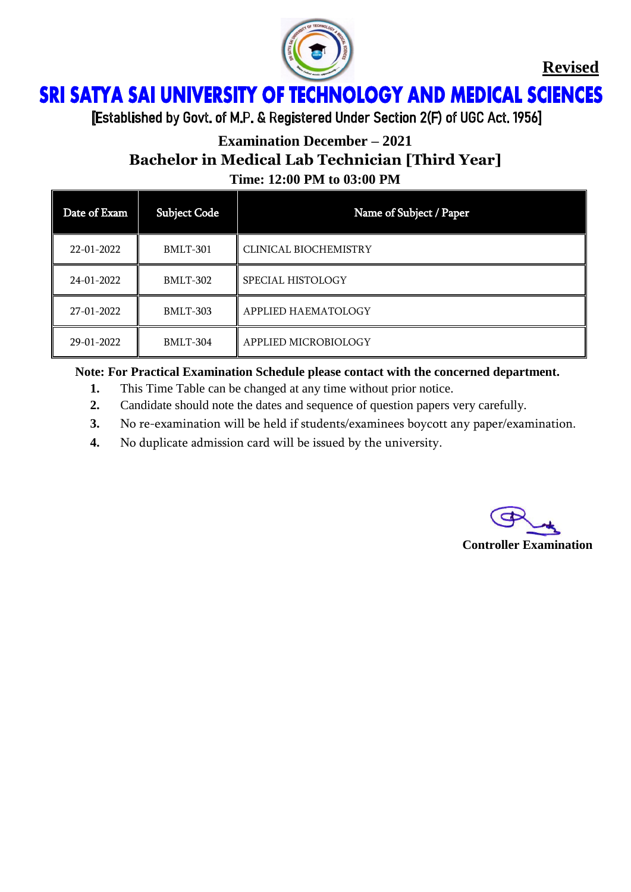**Revised**

# SRI SATYA SAI UNIVERSITY OF TECHNOLOGY AND MEDICAL SCIENCES

[Established by Govt. of M.P. & Registered Under Section 2(F) of UGC Act. 1956]

## Examination December – 2021

## Bachelor in Medical Lab Technician [Third Year]

### Time: 12:00 PM to 03:00 PM

| Date of Exam | Subject Code | Name of Subject / Paper |
|---|---|---|
| 22-01-2022 | BMLT-301 | CLINICAL BIOCHEMISTRY |
| 24-01-2022 | BMLT-302 | SPECIAL HISTOLOGY |
| 27-01-2022 | BMLT-303 | APPLIED HAEMATOLOGY |
| 29-01-2022 | BMLT-304 | APPLIED MICROBIOLOGY |

**Note: For Practical Examination Schedule please contact with the concerned department.**

1. This Time Table can be changed at any time without prior notice.
2. Candidate should note the dates and sequence of question papers very carefully.
3. No re-examination will be held if students/examinees boycott any paper/examination.
4. No duplicate admission card will be issued by the university.

**Controller Examination**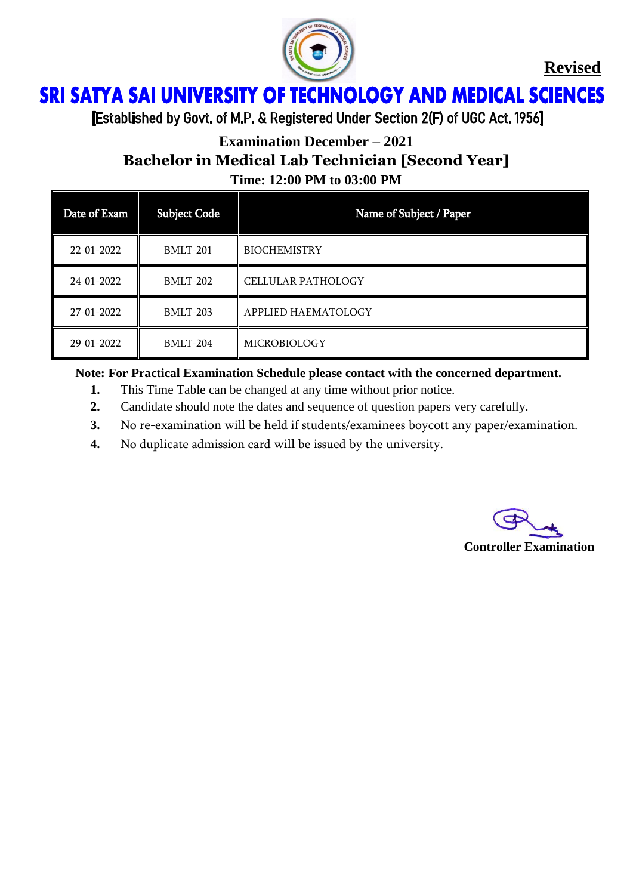**Revised**

# SRI SATYA SAI UNIVERSITY OF TECHNOLOGY AND MEDICAL SCIENCES

[Established by Govt. of M.P. & Registered Under Section 2(F) of UGC Act. 1956]

## Examination December – 2021

## Bachelor in Medical Lab Technician [Second Year]

### Time: 12:00 PM to 03:00 PM

| Date of Exam | Subject Code | Name of Subject / Paper |
|---|---|---|
| 22-01-2022 | BMLT-201 | BIOCHEMISTRY |
| 24-01-2022 | BMLT-202 | CELLULAR PATHOLOGY |
| 27-01-2022 | BMLT-203 | APPLIED HAEMATOLOGY |
| 29-01-2022 | BMLT-204 | MICROBIOLOGY |

**Note: For Practical Examination Schedule please contact with the concerned department.**

1. This Time Table can be changed at any time without prior notice.
2. Candidate should note the dates and sequence of question papers very carefully.
3. No re-examination will be held if students/examinees boycott any paper/examination.
4. No duplicate admission card will be issued by the university.

**Controller Examination**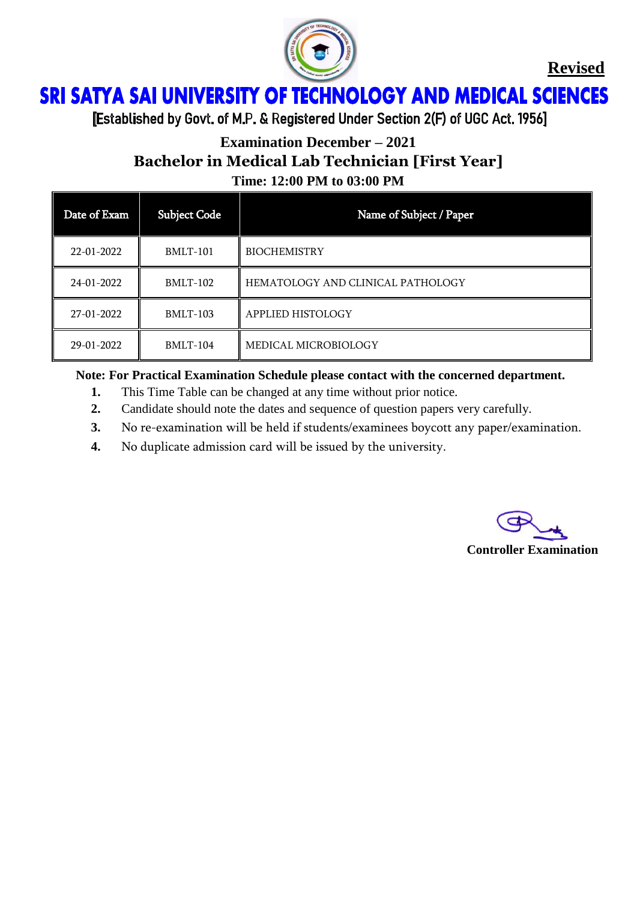**Revised**

# SRI SATYA SAI UNIVERSITY OF TECHNOLOGY AND MEDICAL SCIENCES

[Established by Govt. of M.P. & Registered Under Section 2(F) of UGC Act. 1956]

## Examination December – 2021

## Bachelor in Medical Lab Technician [First Year]

### Time: 12:00 PM to 03:00 PM

| Date of Exam | Subject Code | Name of Subject / Paper |
|---|---|---|
| 22-01-2022 | BMLT-101 | BIOCHEMISTRY |
| 24-01-2022 | BMLT-102 | HEMATOLOGY AND CLINICAL PATHOLOGY |
| 27-01-2022 | BMLT-103 | APPLIED HISTOLOGY |
| 29-01-2022 | BMLT-104 | MEDICAL MICROBIOLOGY |

**Note: For Practical Examination Schedule please contact with the concerned department.**

1. This Time Table can be changed at any time without prior notice.
2. Candidate should note the dates and sequence of question papers very carefully.
3. No re-examination will be held if students/examinees boycott any paper/examination.
4. No duplicate admission card will be issued by the university.

**Controller Examination**